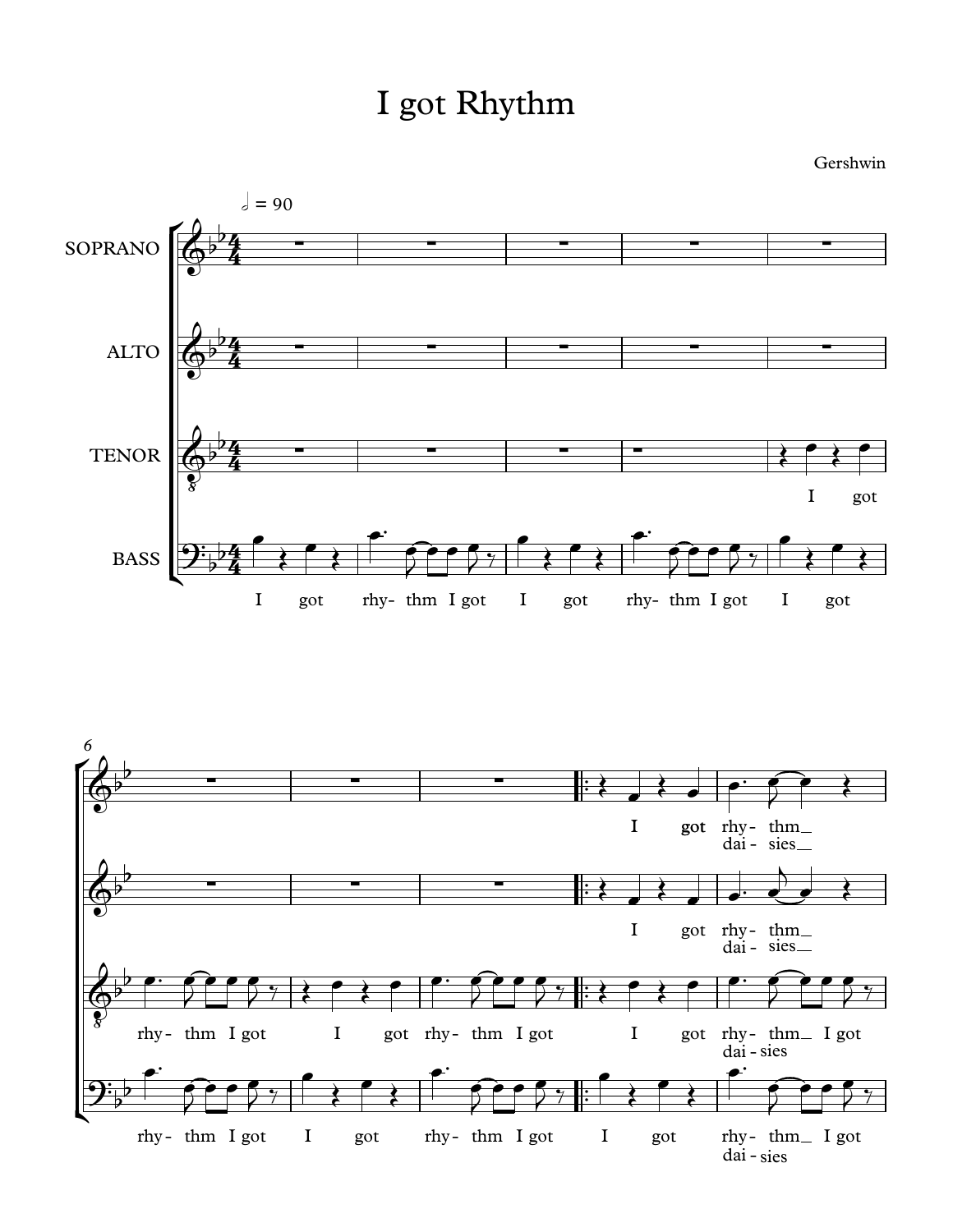# I got Rhythm

Gershwin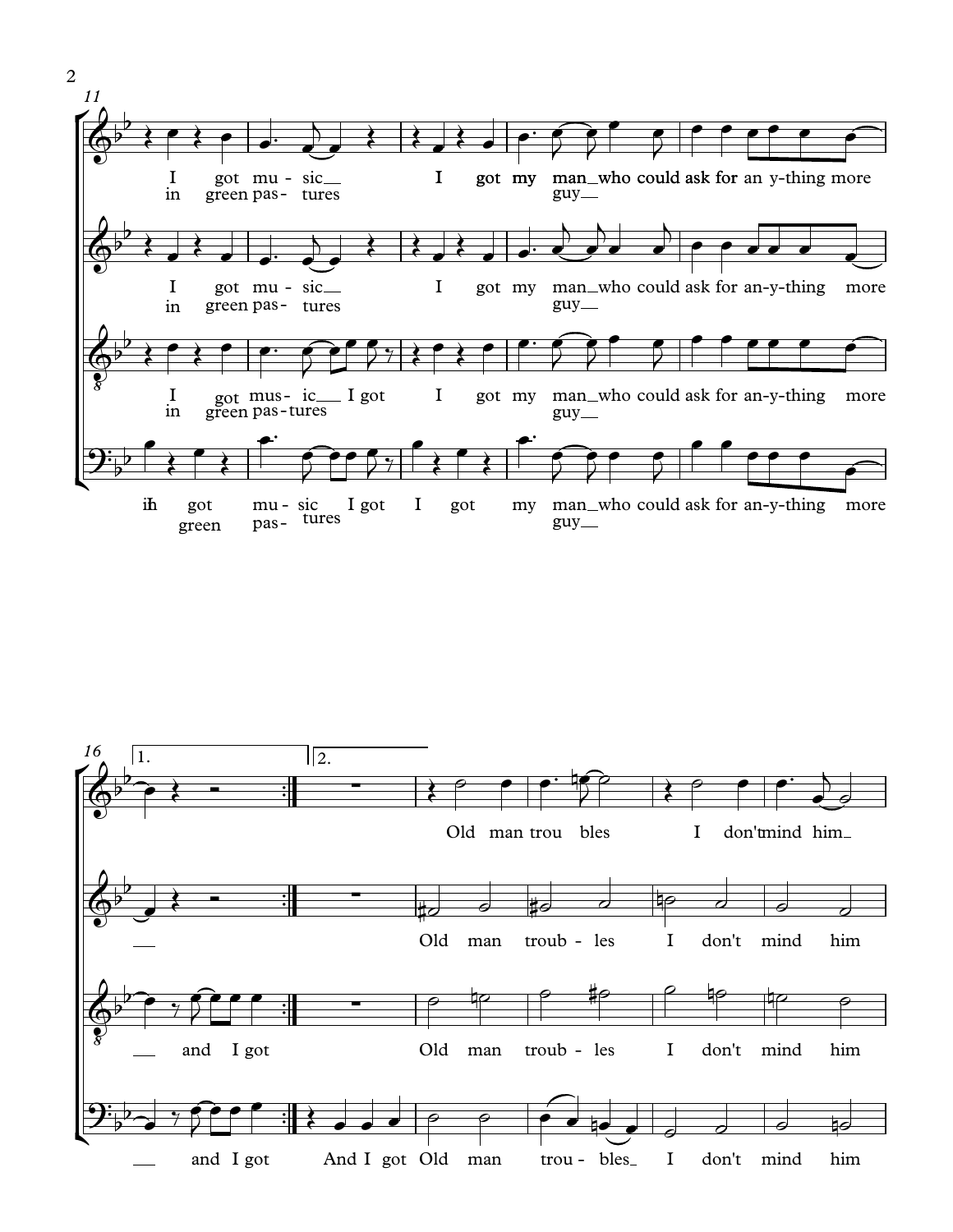11

I got mu-sic I got my man who could ask for an-y-thing more
in green pas-tures guy

I got mu-sic I got my man who could ask for an-y-thing more
in green pas-tures guy

I got mus-ic I got I got my man who could ask for an-y-thing more
in green pas-tures guy

ih got mu-sic I got I got my man who could ask for an-y-thing more
green pas- tures guy

16

1. 2.

Old man trou bles I don't mind him

and I got Old man troub-les I don't mind him

and I got And I got Old man trou-bles I don't mind him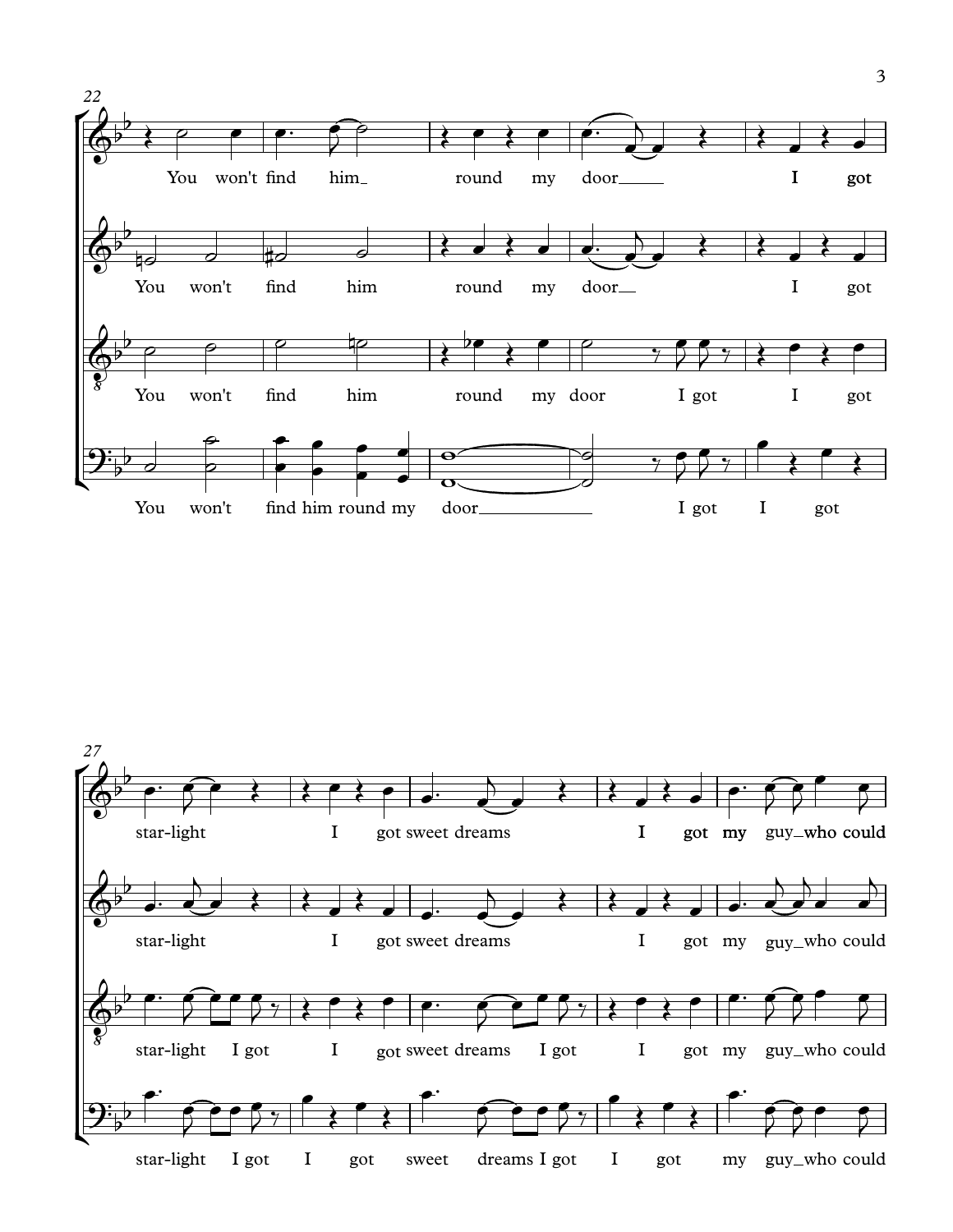You won't find him_ round my door_____ I got

You won't find him round my door__ I got

You won't find him round my door I got I got

You won't find him round my door___________ I got I got

star-light I got sweet dreams I got my guy_who could

star-light I got sweet dreams I got my guy_who could

star-light I got I got sweet dreams I got I got my guy_who could

star-light I got I got sweet dreams I got I got my guy_who could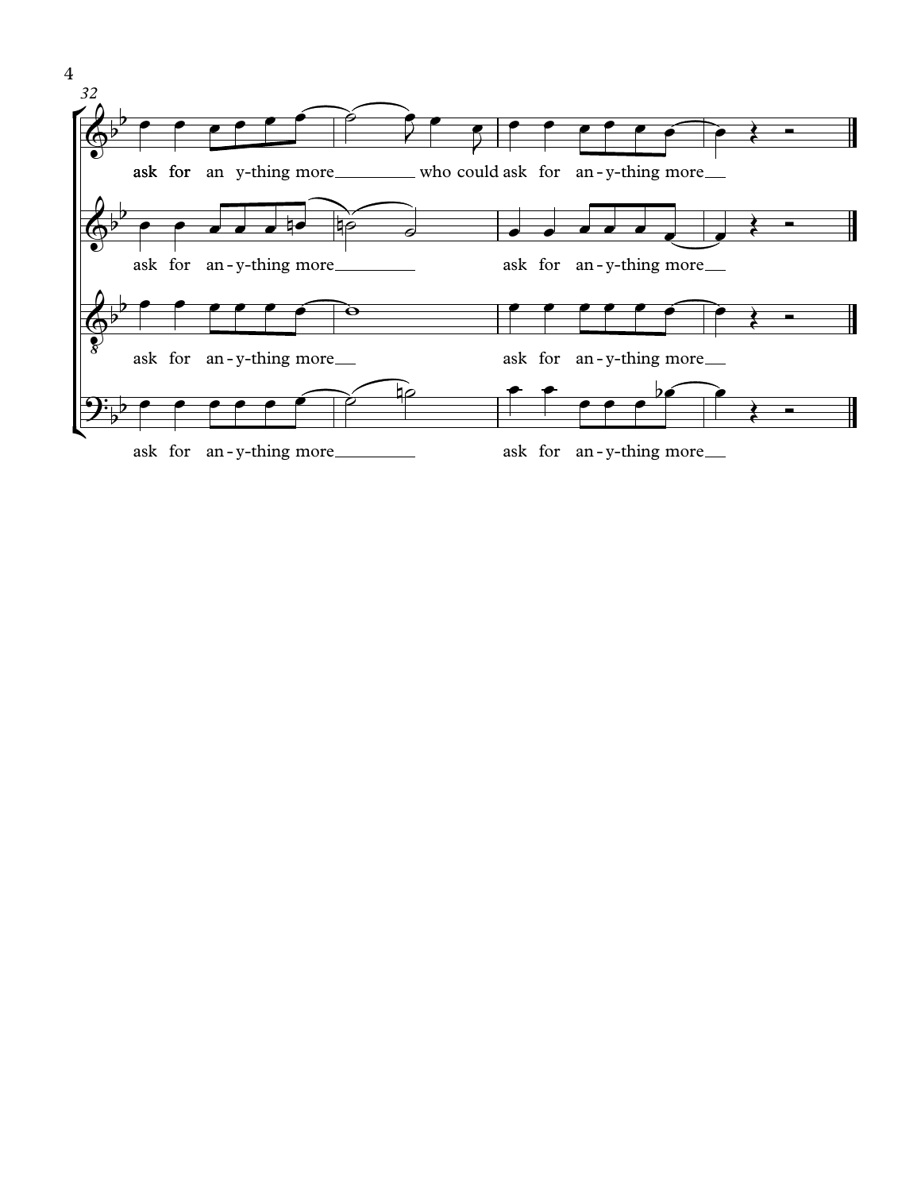32

ask for an y-thing more who could ask for an-y-thing more

ask for an-y-thing more ask for an-y-thing more

ask for an-y-thing more ask for an-y-thing more

ask for an-y-thing more ask for an-y-thing more